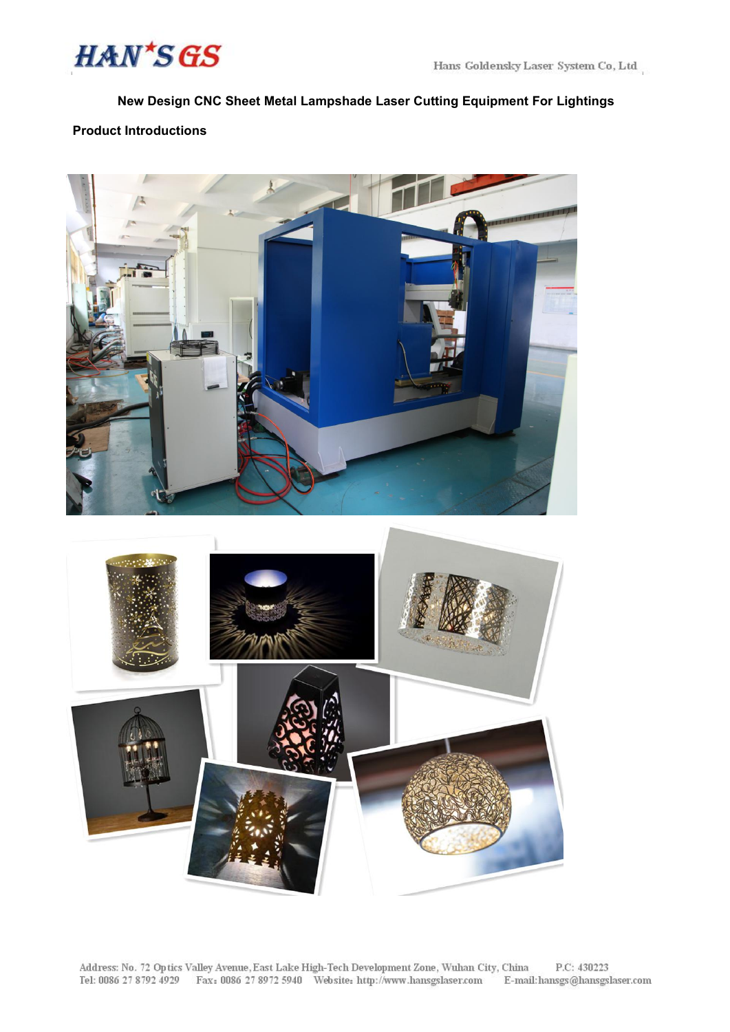# New Design CNC Sheet Metal Lampshade Laser Cutting Equipment For Lightings

## Product Introductions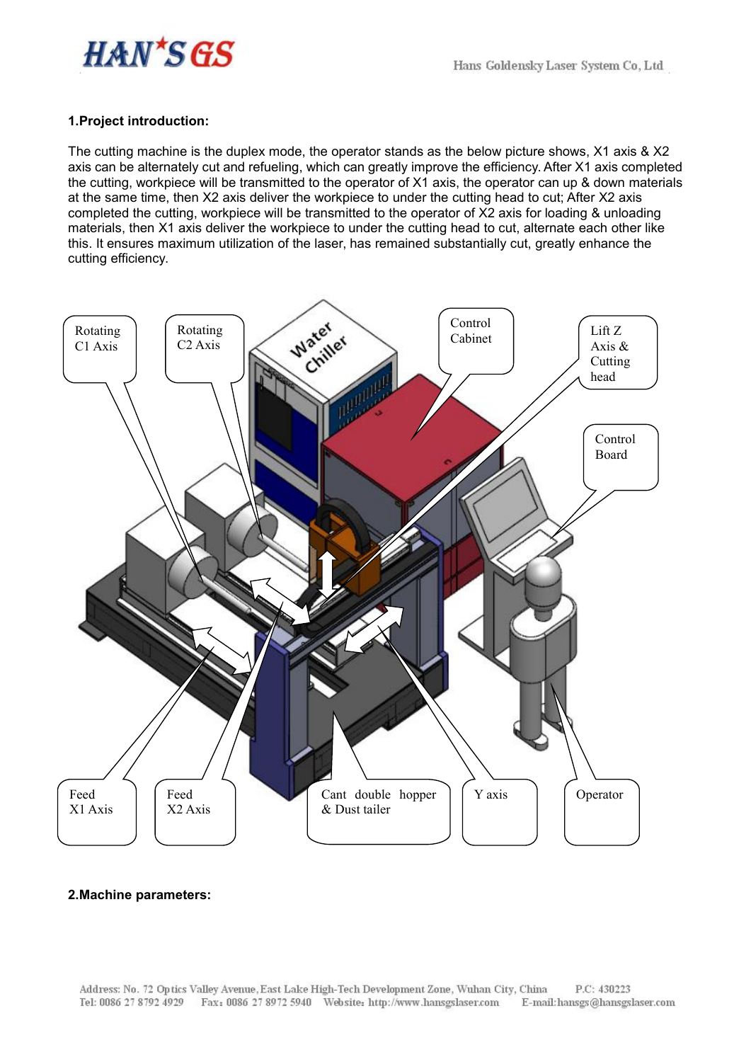## 1.Project introduction:

The cutting machine is the duplex mode, the operator stands as the below picture shows, X1 axis & X2 axis can be alternately cut and refueling, which can greatly improve the efficiency. After X1 axis completed the cutting, workpiece will be transmitted to the operator of X1 axis, the operator can up & down materials at the same time, then X2 axis deliver the workpiece to under the cutting head to cut; After X2 axis completed the cutting, workpiece will be transmitted to the operator of X2 axis for loading & unloading materials, then X1 axis deliver the workpiece to under the cutting head to cut, alternate each other like this. It ensures maximum utilization of the laser, has remained substantially cut, greatly enhance the cutting efficiency.

Rotating C1 Axis

Rotating C2 Axis

Water Chiller

Control Cabinet

Lift Z Axis & Cutting head

Control Board

Feed X1 Axis

Feed X2 Axis

Cant double hopper & Dust tailer

Y axis

Operator

## 2.Machine parameters: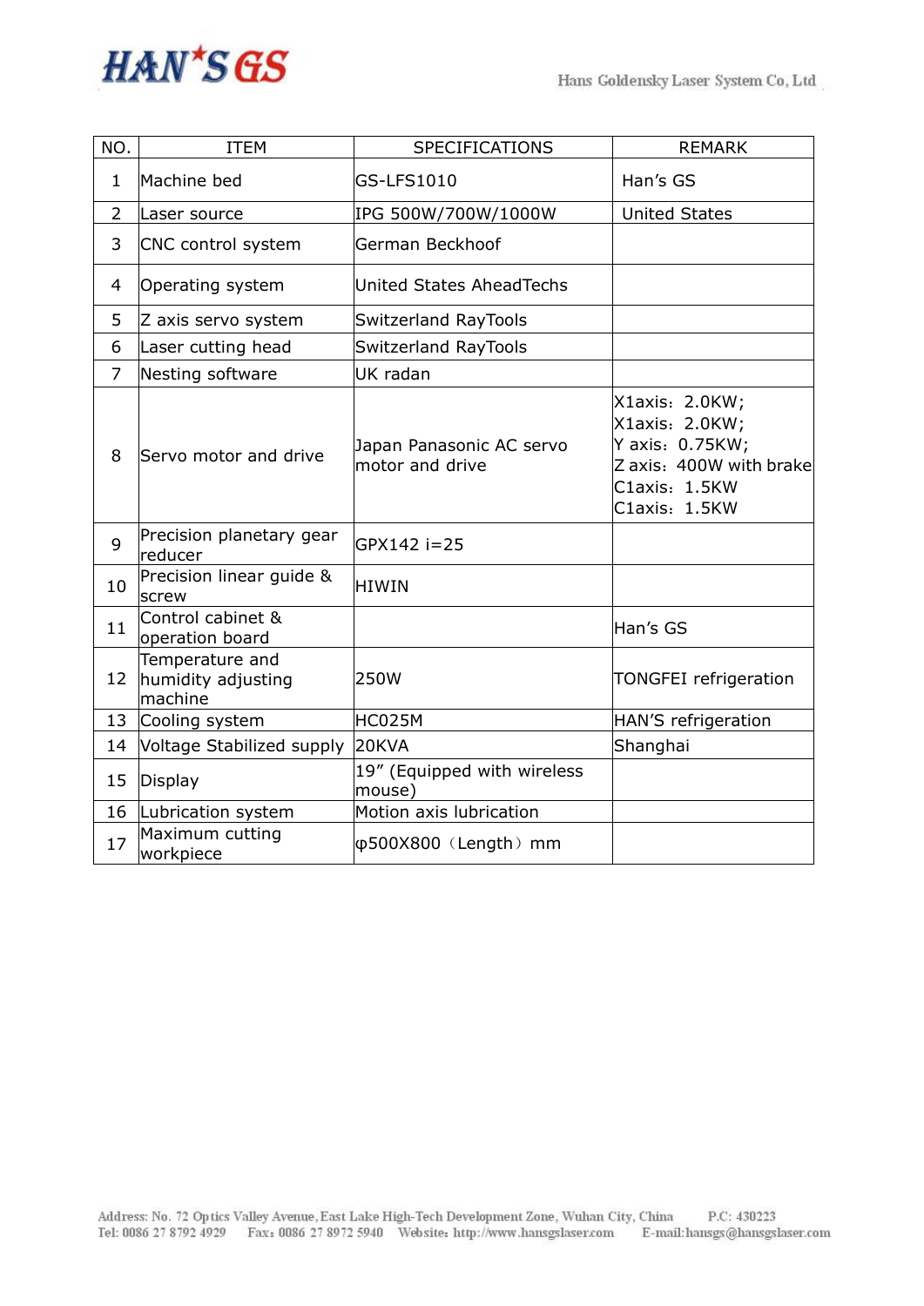| NO. | ITEM | SPECIFICATIONS | REMARK |
|---|---|---|---|
| 1 | Machine bed | GS-LFS1010 | Han's GS |
| 2 | Laser source | IPG 500W/700W/1000W | United States |
| 3 | CNC control system | German Beckhoof | |
| 4 | Operating system | United States AheadTechs | |
| 5 | Z axis servo system | Switzerland RayTools | |
| 6 | Laser cutting head | Switzerland RayTools | |
| 7 | Nesting software | UK radan | |
| 8 | Servo motor and drive | Japan Panasonic AC servo motor and drive | X1axis：2.0KW;<br>X1axis：2.0KW;<br>Y axis：0.75KW;<br>Z axis：400W with brake<br>C1axis：1.5KW<br>C1axis：1.5KW |
| 9 | Precision planetary gear reducer | GPX142 i=25 | |
| 10 | Precision linear guide & screw | HIWIN | |
| 11 | Control cabinet & operation board | | Han's GS |
| 12 | Temperature and humidity adjusting machine | 250W | TONGFEI refrigeration |
| 13 | Cooling system | HC025M | HAN'S refrigeration |
| 14 | Voltage Stabilized supply | 20KVA | Shanghai |
| 15 | Display | 19" (Equipped with wireless mouse) | |
| 16 | Lubrication system | Motion axis lubrication | |
| 17 | Maximum cutting workpiece | φ500X800（Length）mm | |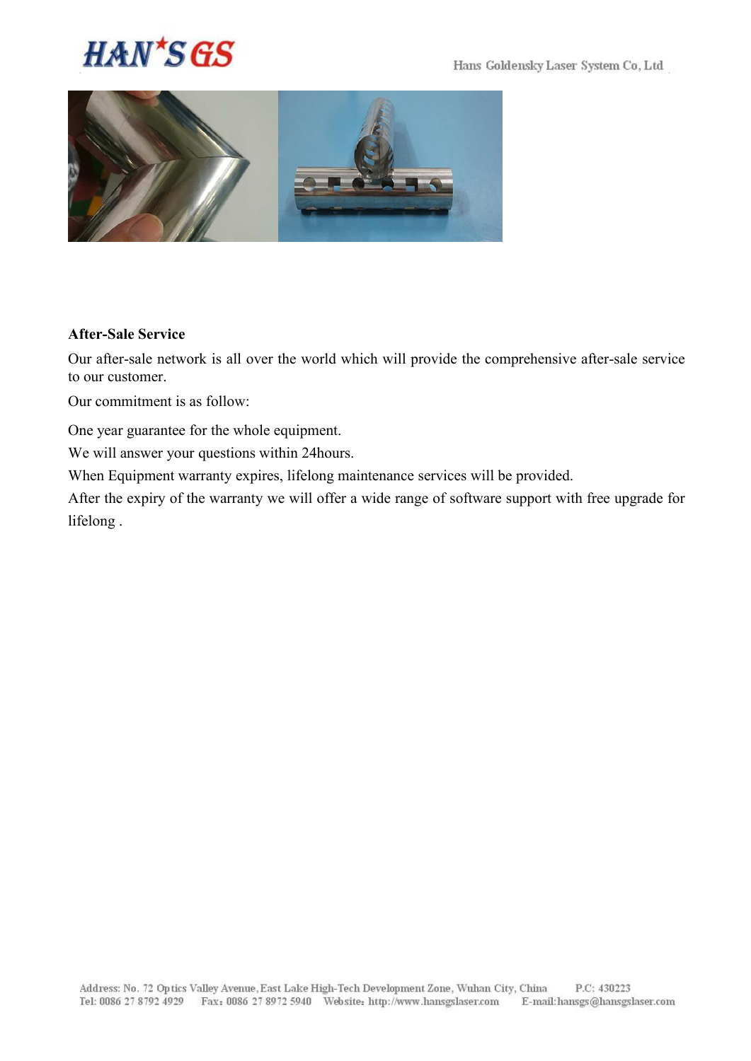**After-Sale Service**

Our after-sale network is all over the world which will provide the comprehensive after-sale service to our customer.

Our commitment is as follow:

One year guarantee for the whole equipment.

We will answer your questions within 24hours.

When Equipment warranty expires, lifelong maintenance services will be provided.

After the expiry of the warranty we will offer a wide range of software support with free upgrade for lifelong .